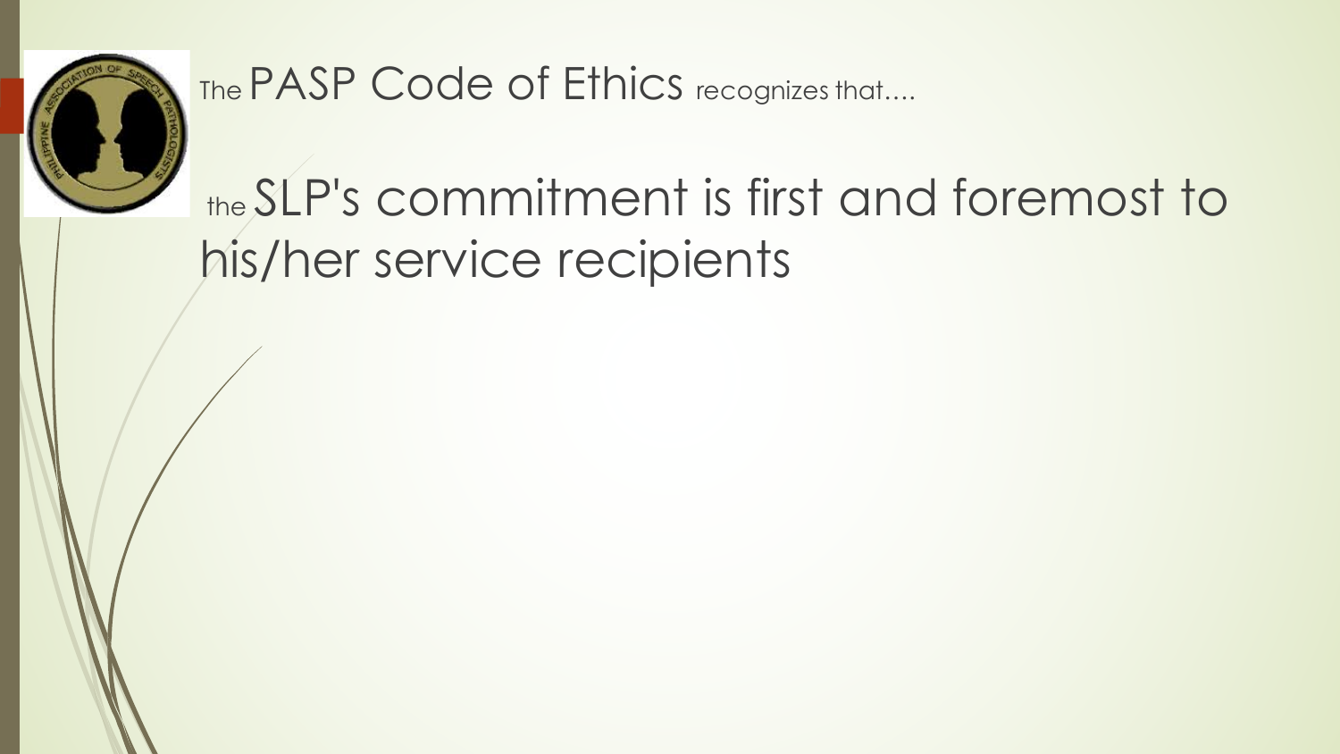The PASP Code of Ethics recognizes that....

the SLP's commitment is first and foremost to his/her service recipients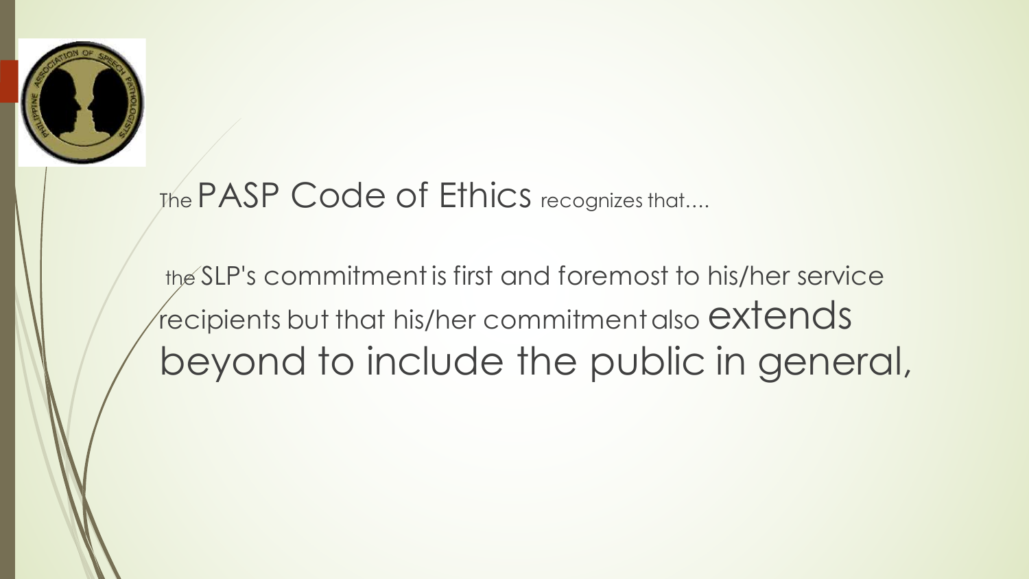The PASP Code of Ethics recognizes that....

the SLP's commitment is first and foremost to his/her service recipients but that his/her commitment also extends beyond to include the public in general,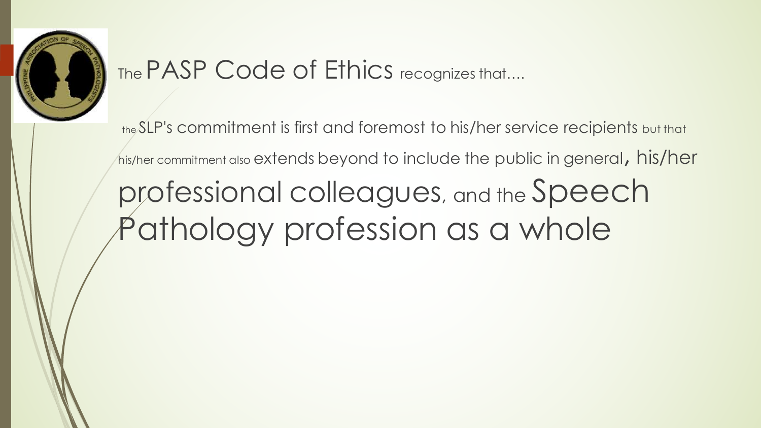## The PASP Code of Ethics recognizes that....

the SLP's commitment is first and foremost to his/her service recipients but that his/her commitment also extends beyond to include the public in general, his/her professional colleagues, and the Speech Pathology profession as a whole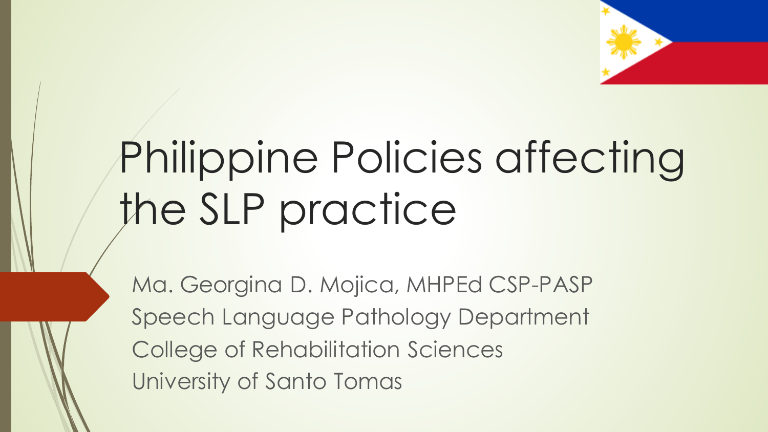# Philippine Policies affecting the SLP practice

Ma. Georgina D. Mojica, MHPEd CSP-PASP
Speech Language Pathology Department
College of Rehabilitation Sciences
University of Santo Tomas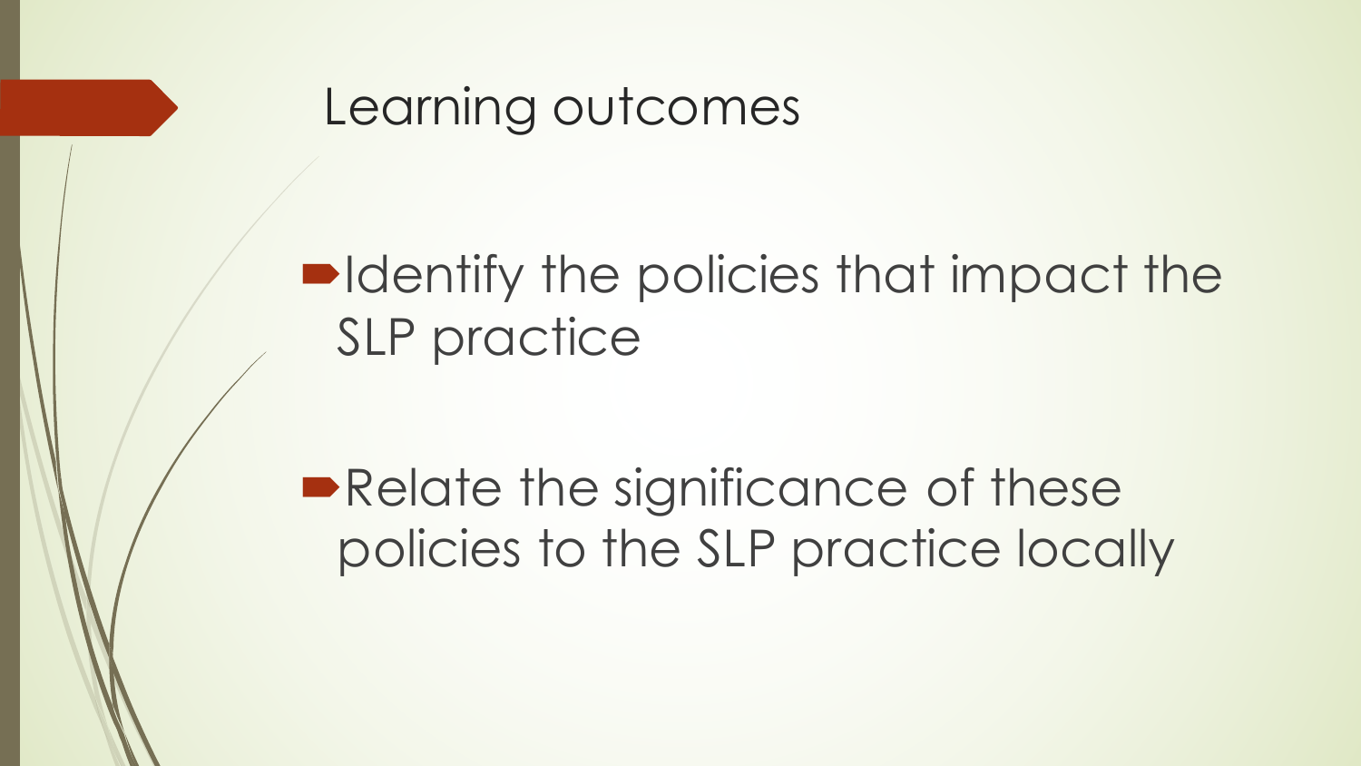# Learning outcomes

- Identify the policies that impact the SLP practice
- Relate the significance of these policies to the SLP practice locally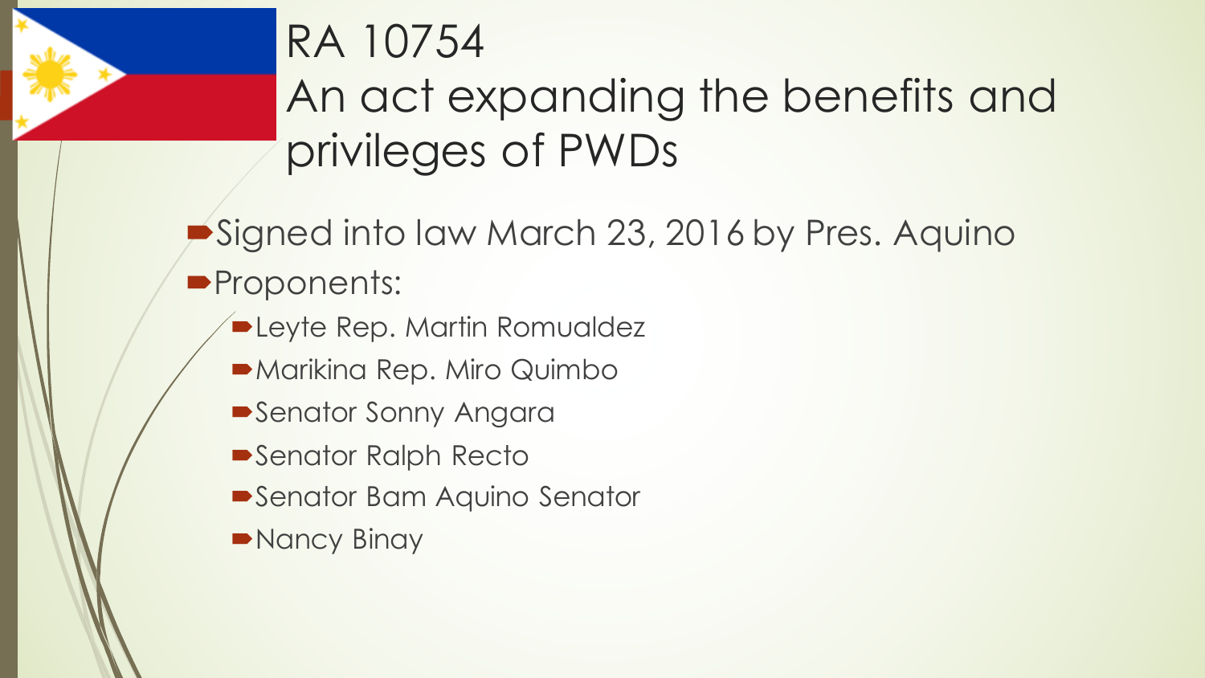# RA 10754
## An act expanding the benefits and privileges of PWDs

- Signed into law March 23, 2016 by Pres. Aquino
- Proponents:
  - Leyte Rep. Martin Romualdez
  - Marikina Rep. Miro Quimbo
  - Senator Sonny Angara
  - Senator Ralph Recto
  - Senator Bam Aquino Senator
  - Nancy Binay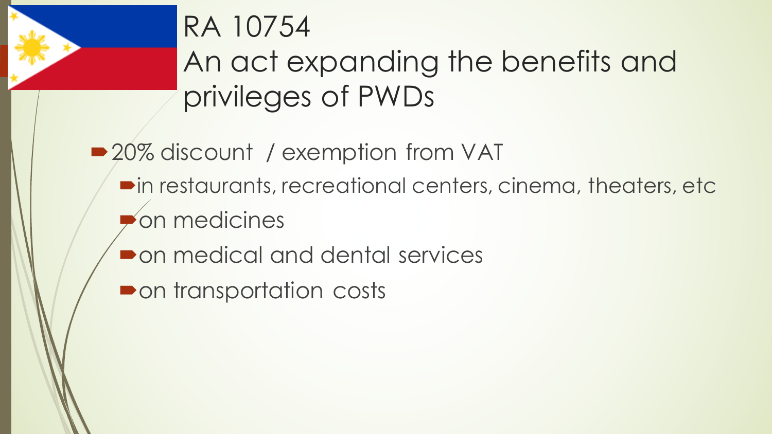# RA 10754
# An act expanding the benefits and privileges of PWDs

- 20% discount / exemption from VAT
  - in restaurants, recreational centers, cinema, theaters, etc
  - on medicines
  - on medical and dental services
  - on transportation costs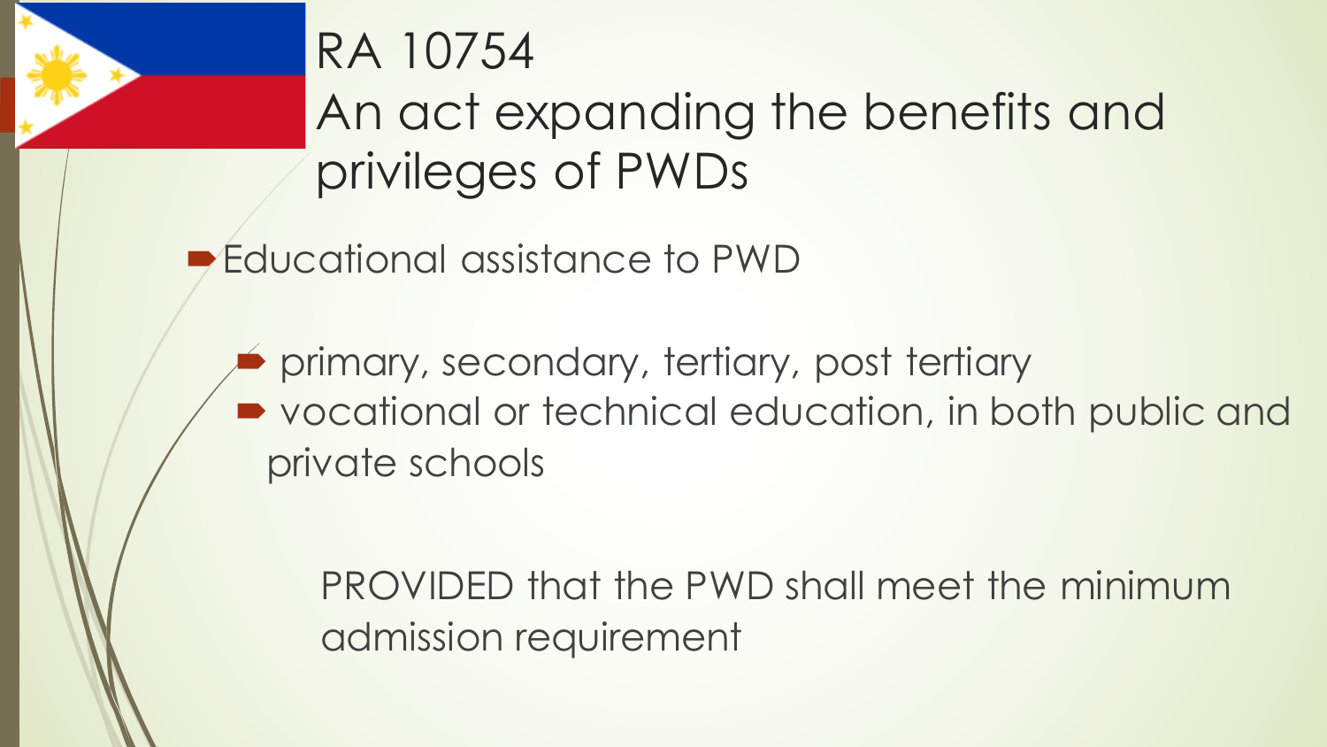# RA 10754
# An act expanding the benefits and privileges of PWDs

- Educational assistance to PWD
  - primary, secondary, tertiary, post tertiary
  - vocational or technical education, in both public and private schools

    PROVIDED that the PWD shall meet the minimum admission requirement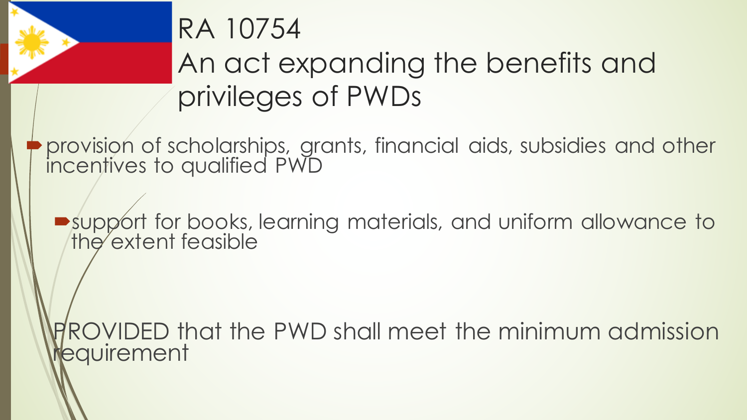# RA 10754
# An act expanding the benefits and privileges of PWDs

- provision of scholarships, grants, financial aids, subsidies and other incentives to qualified PWD
  - support for books, learning materials, and uniform allowance to the extent feasible

PROVIDED that the PWD shall meet the minimum admission requirement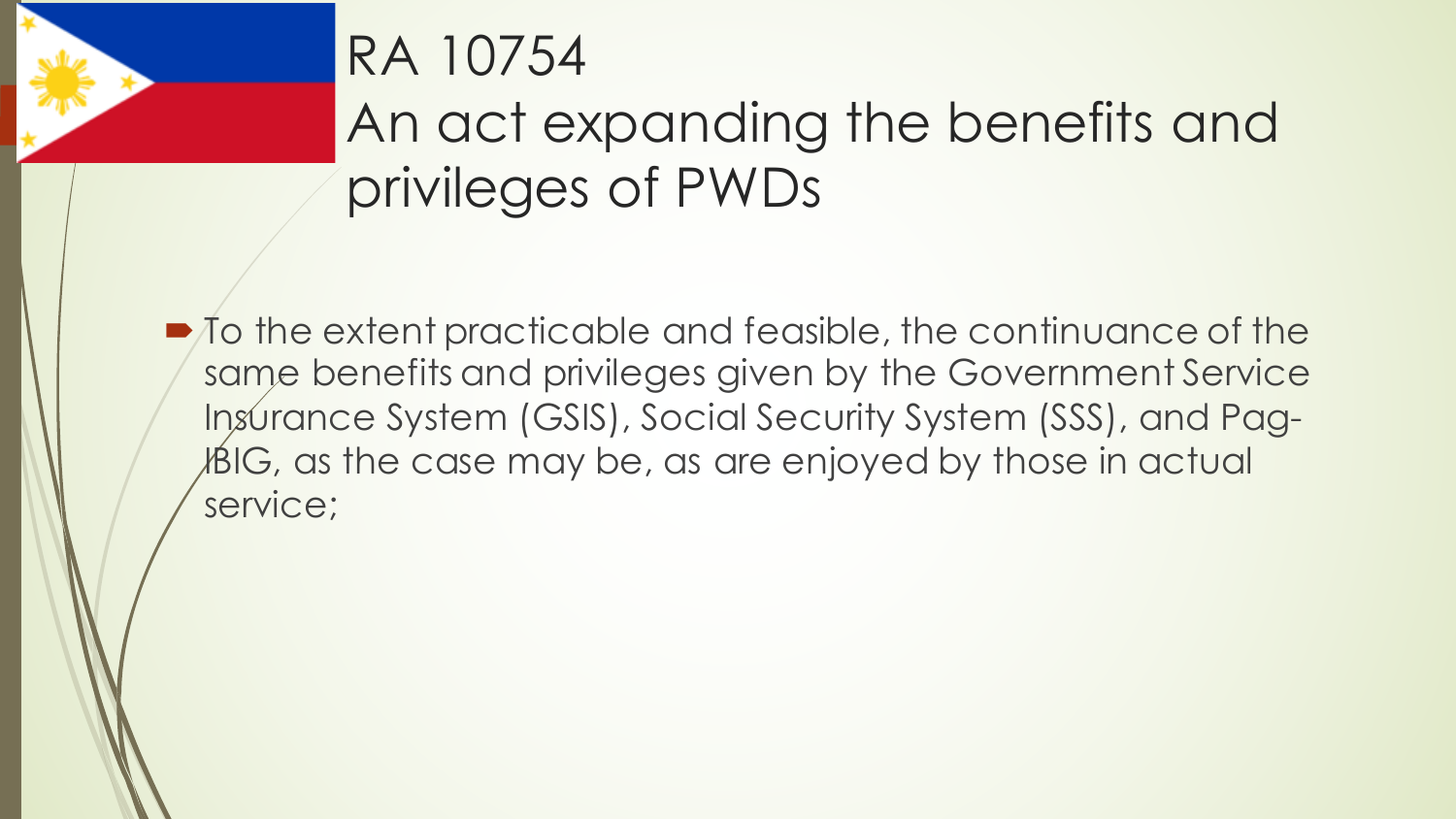# RA 10754
# An act expanding the benefits and privileges of PWDs

- To the extent practicable and feasible, the continuance of the same benefits and privileges given by the Government Service Insurance System (GSIS), Social Security System (SSS), and Pag-IBIG, as the case may be, as are enjoyed by those in actual service;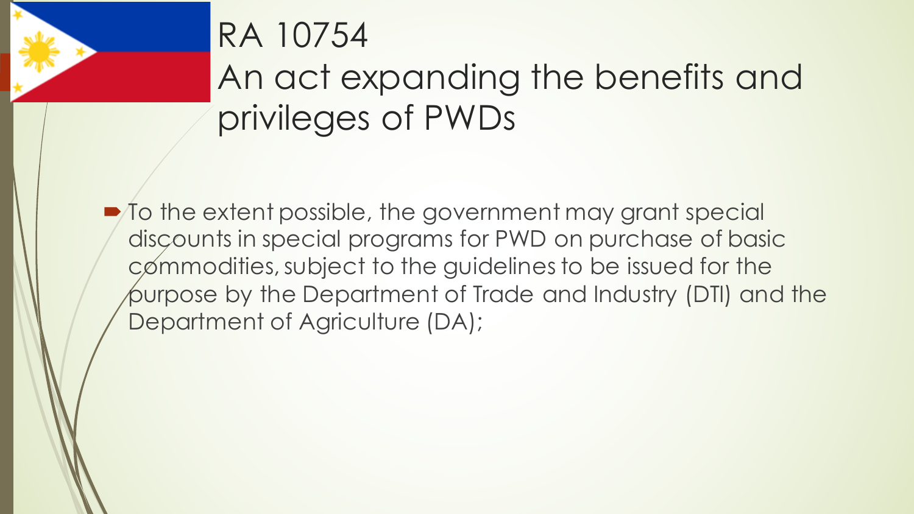# RA 10754
# An act expanding the benefits and privileges of PWDs

- To the extent possible, the government may grant special discounts in special programs for PWD on purchase of basic commodities, subject to the guidelines to be issued for the purpose by the Department of Trade and Industry (DTI) and the Department of Agriculture (DA);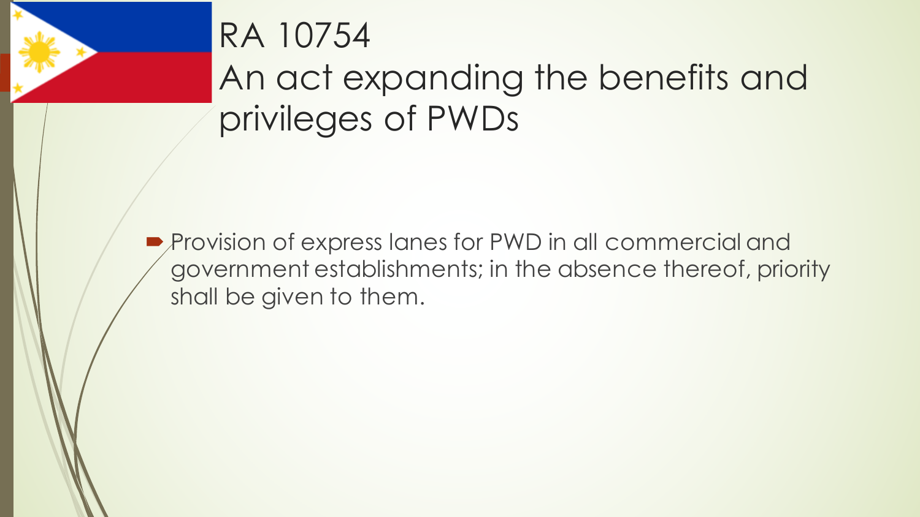# RA 10754
## An act expanding the benefits and privileges of PWDs

- Provision of express lanes for PWD in all commercial and government establishments; in the absence thereof, priority shall be given to them.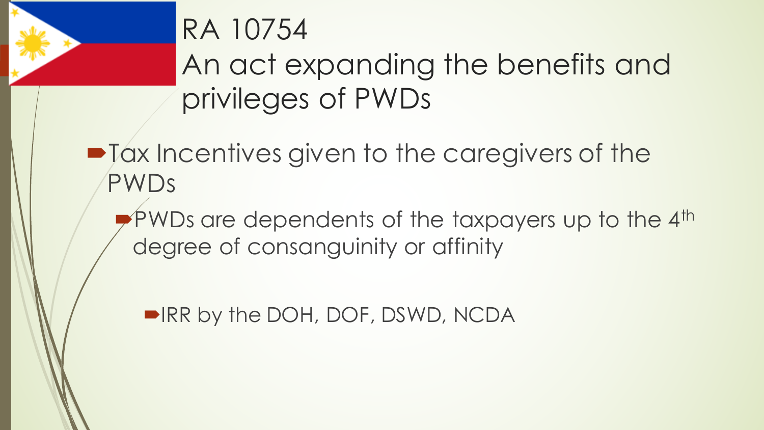# RA 10754
# An act expanding the benefits and privileges of PWDs

- Tax Incentives given to the caregivers of the PWDs
  - PWDs are dependents of the taxpayers up to the 4th degree of consanguinity or affinity
    - IRR by the DOH, DOF, DSWD, NCDA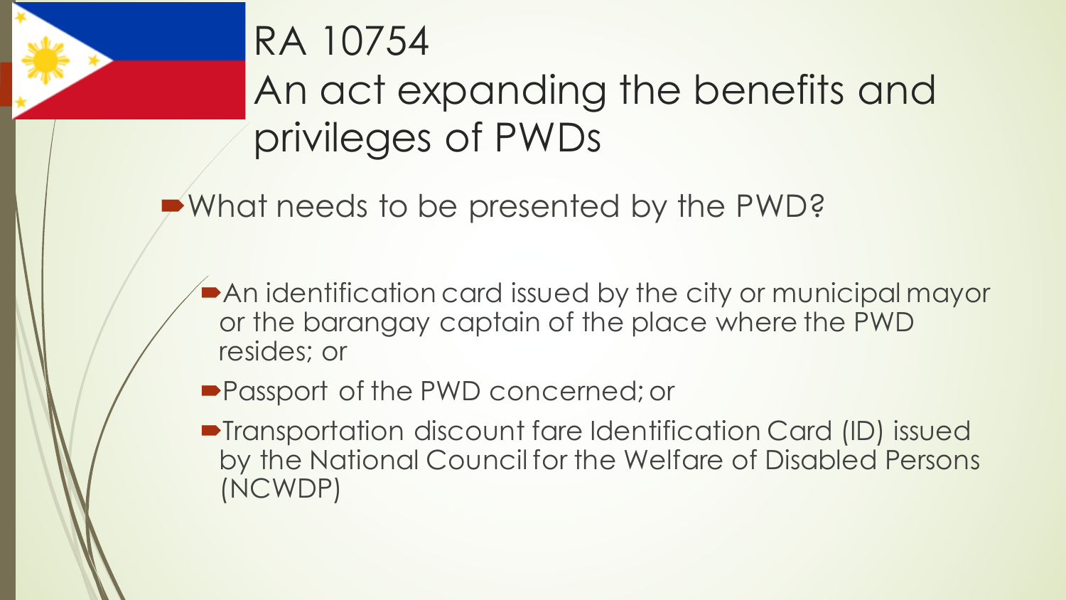# RA 10754
# An act expanding the benefits and privileges of PWDs

- What needs to be presented by the PWD?
  - An identification card issued by the city or municipal mayor or the barangay captain of the place where the PWD resides; or
  - Passport of the PWD concerned; or
  - Transportation discount fare Identification Card (ID) issued by the National Council for the Welfare of Disabled Persons (NCWDP)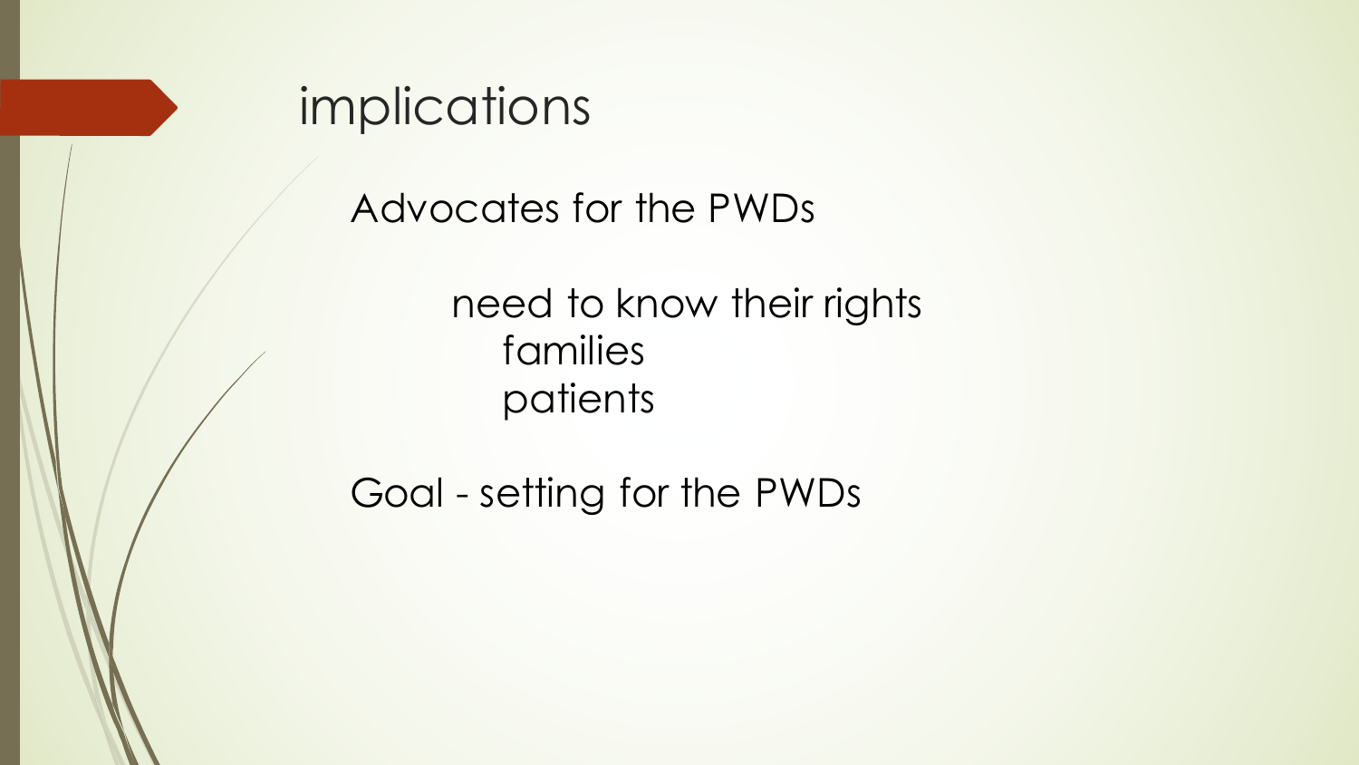# implications

Advocates for the PWDs

- need to know their rights
  - families
  - patients

Goal - setting for the PWDs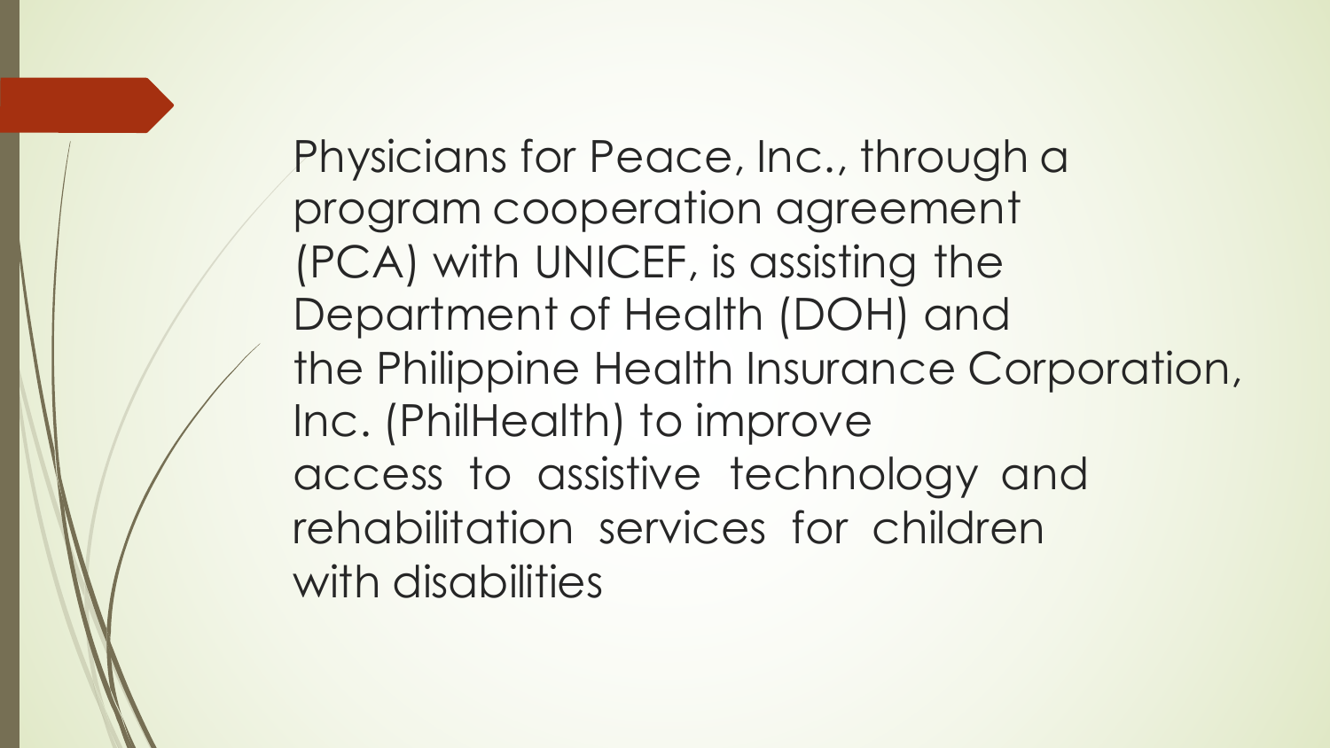Physicians for Peace, Inc., through a program cooperation agreement (PCA) with UNICEF, is assisting the Department of Health (DOH) and the Philippine Health Insurance Corporation, Inc. (PhilHealth) to improve access to assistive technology and rehabilitation services for children with disabilities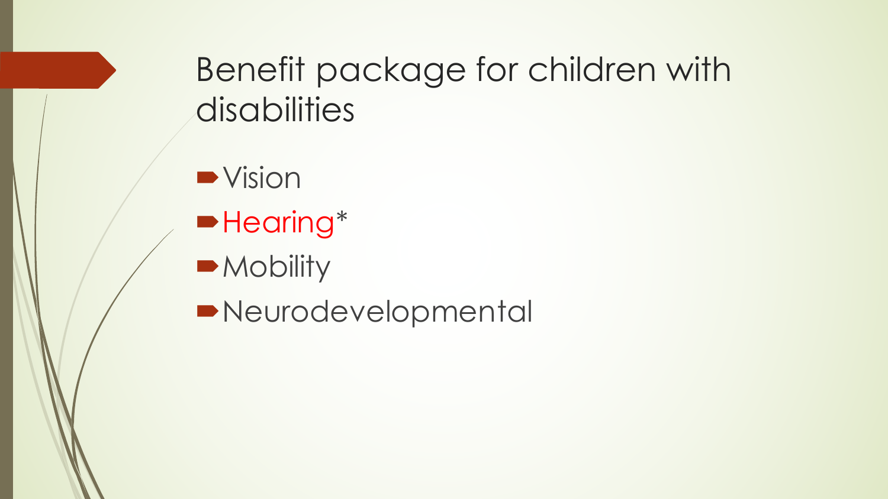# Benefit package for children with disabilities

- Vision
- Hearing*
- Mobility
- Neurodevelopmental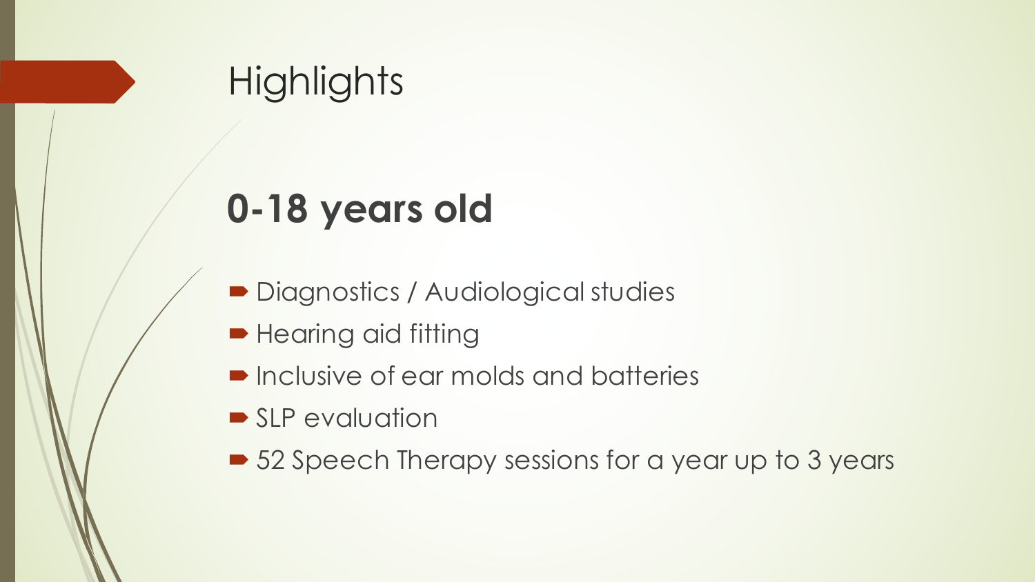# Highlights

## 0-18 years old

- Diagnostics / Audiological studies
- Hearing aid fitting
- Inclusive of ear molds and batteries
- SLP evaluation
- 52 Speech Therapy sessions for a year up to 3 years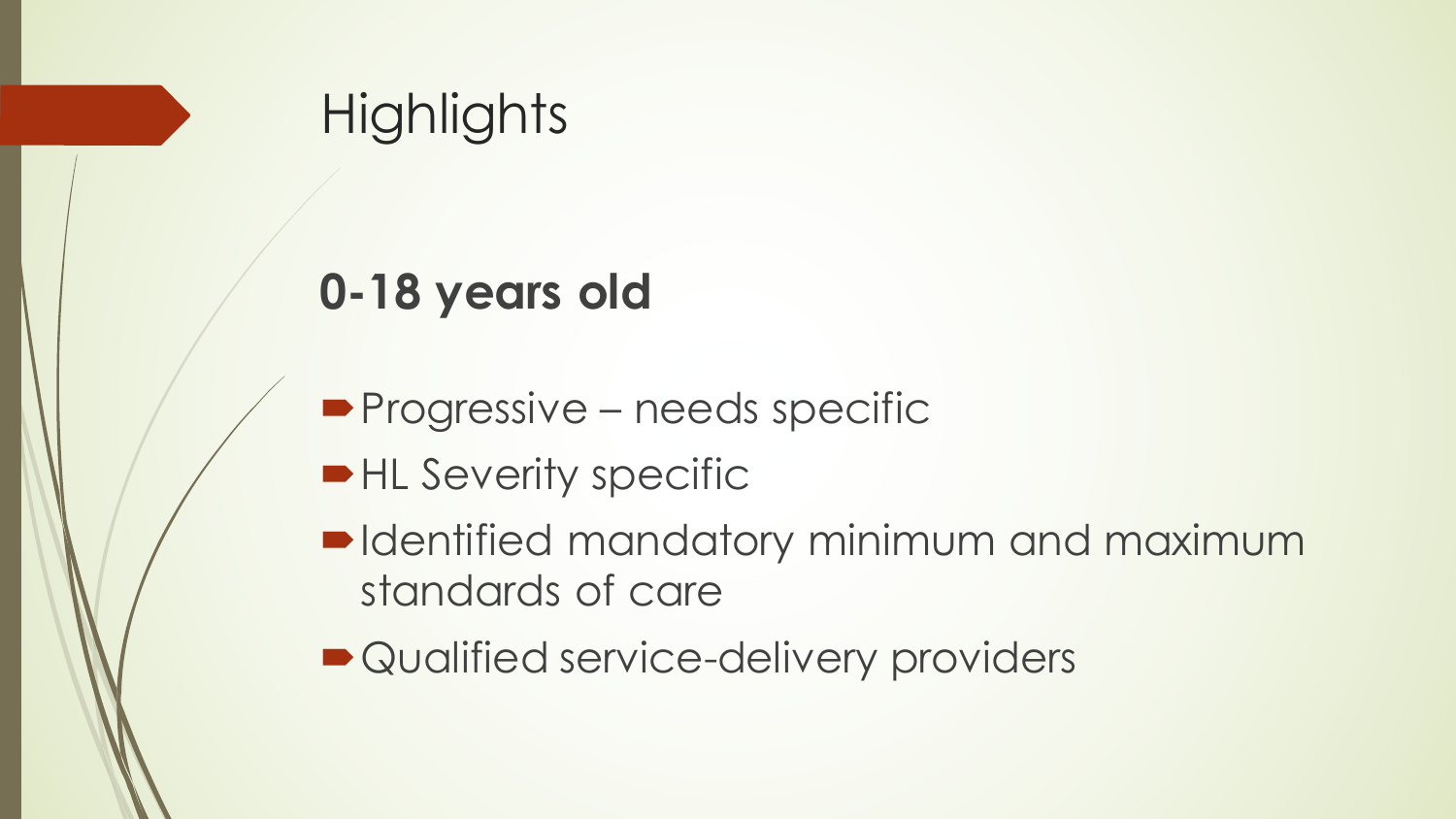# Highlights

**0-18 years old**

- Progressive – needs specific
- HL Severity specific
- Identified mandatory minimum and maximum standards of care
- Qualified service-delivery providers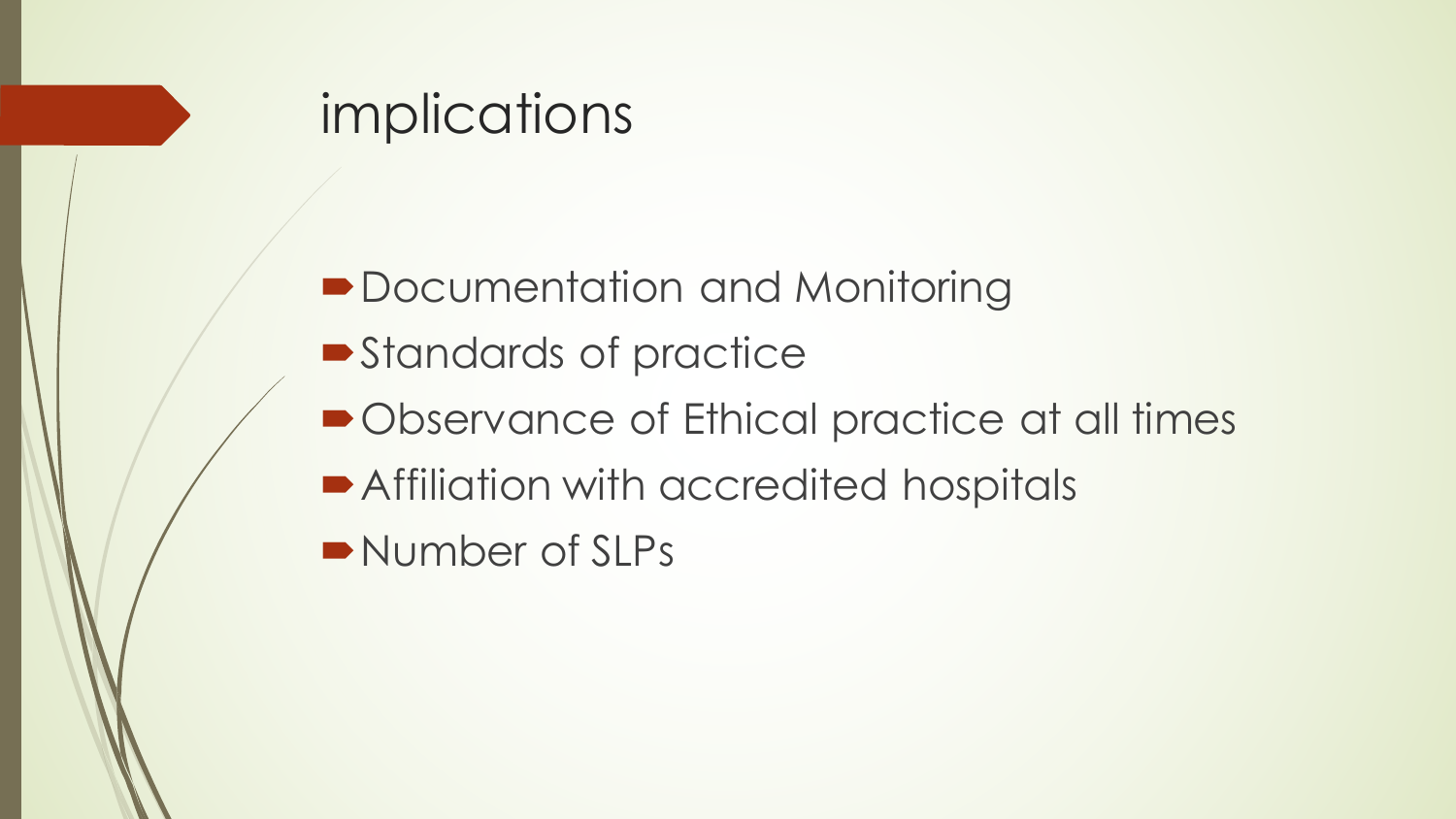# implications

- Documentation and Monitoring
- Standards of practice
- Observance of Ethical practice at all times
- Affiliation with accredited hospitals
- Number of SLPs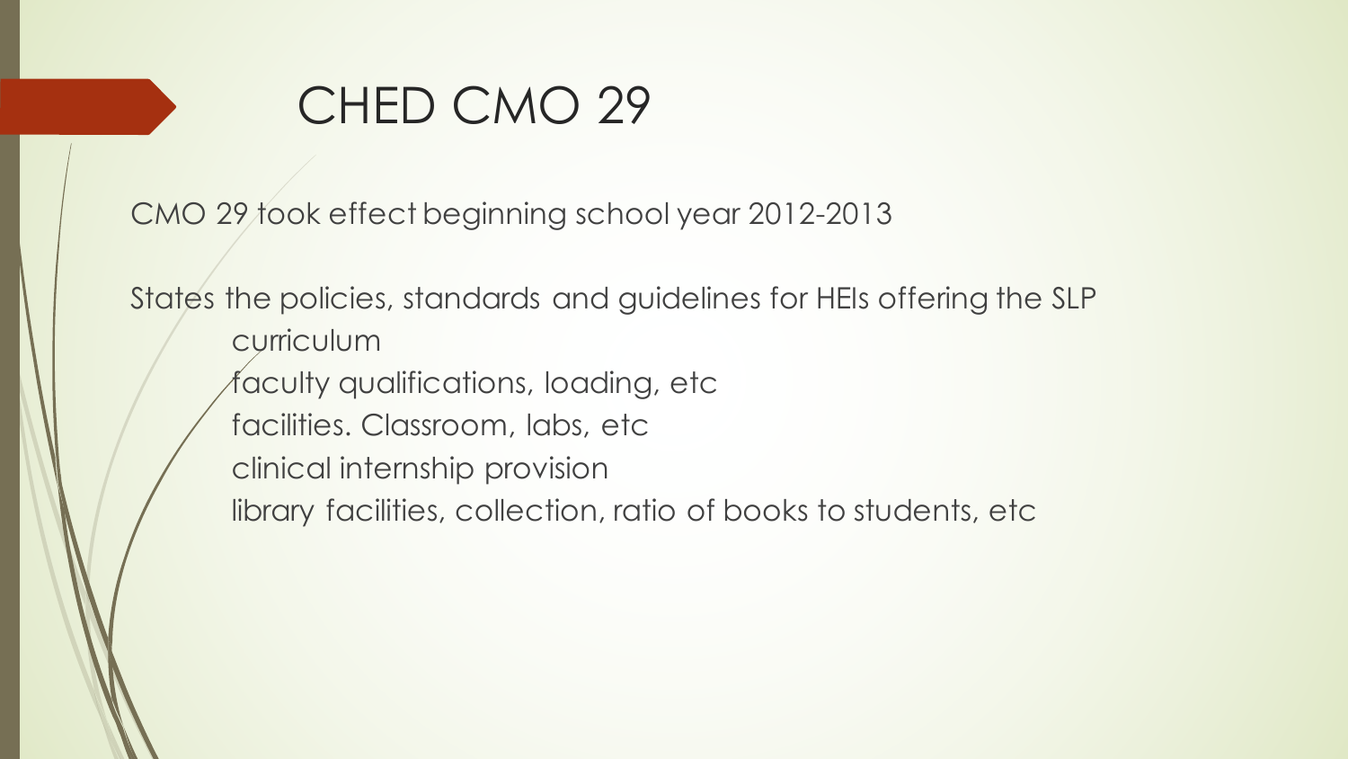# CHED CMO 29

CMO 29 took effect beginning school year 2012-2013

States the policies, standards and guidelines for HEIs offering the SLP

- curriculum
- faculty qualifications, loading, etc
- facilities. Classroom, labs, etc
- clinical internship provision
- library facilities, collection, ratio of books to students, etc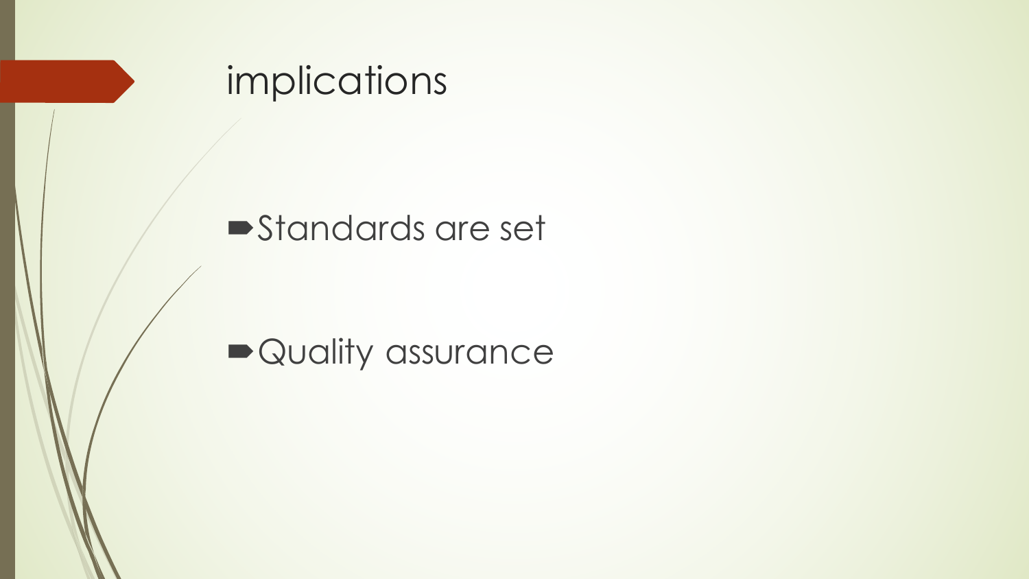# implications

- Standards are set
- Quality assurance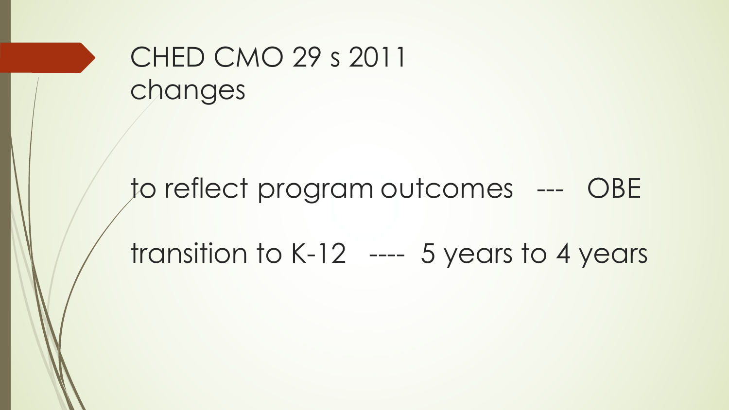# CHED CMO 29 s 2011 changes

to reflect program outcomes --- OBE

transition to K-12 ---- 5 years to 4 years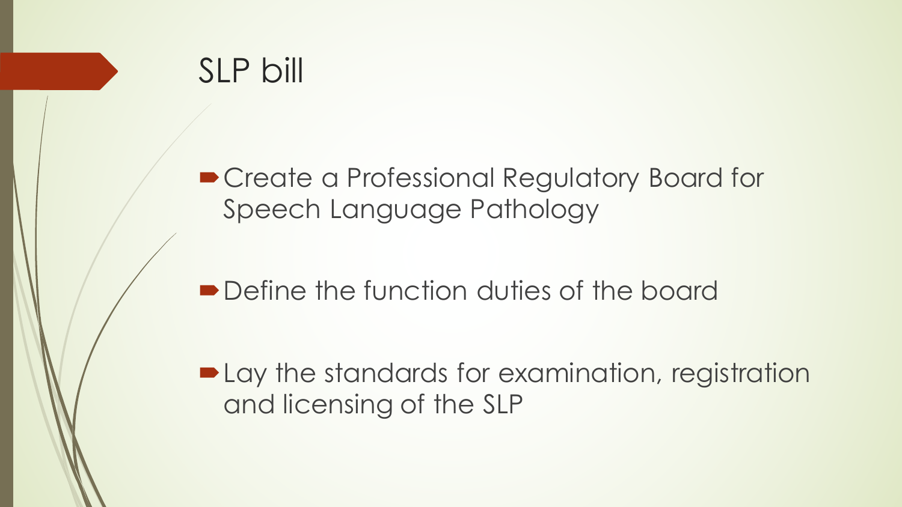# SLP bill

- Create a Professional Regulatory Board for Speech Language Pathology
- Define the function duties of the board
- Lay the standards for examination, registration and licensing of the SLP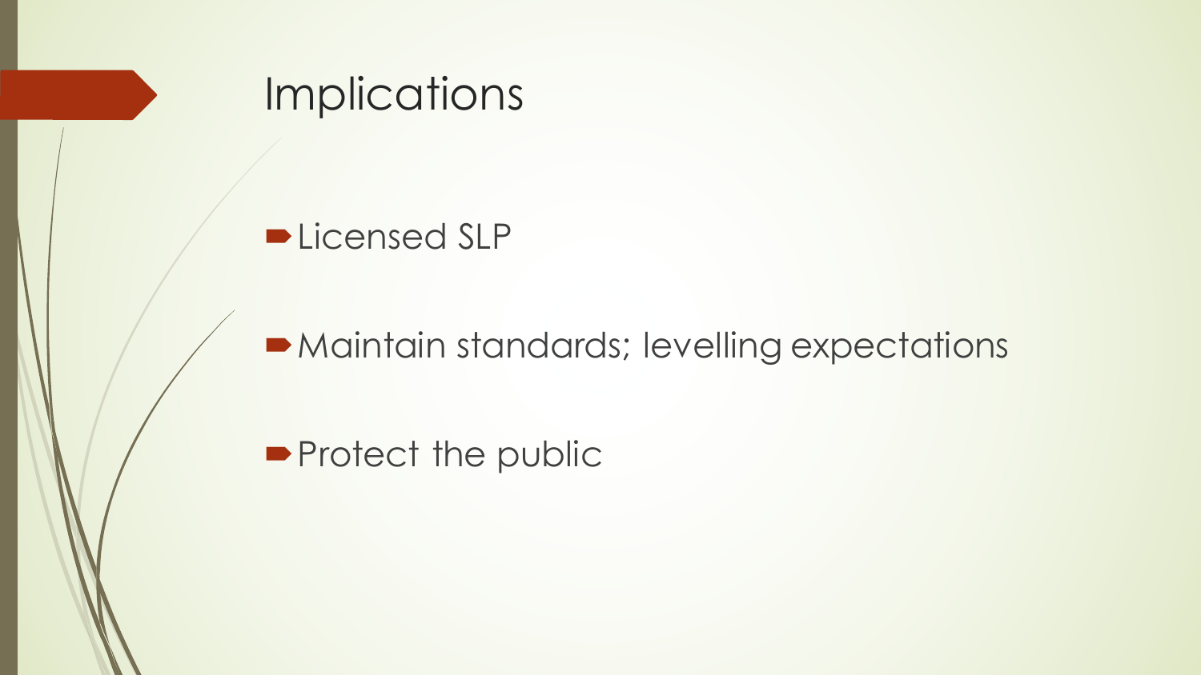# Implications

- Licensed SLP
- Maintain standards; levelling expectations
- Protect the public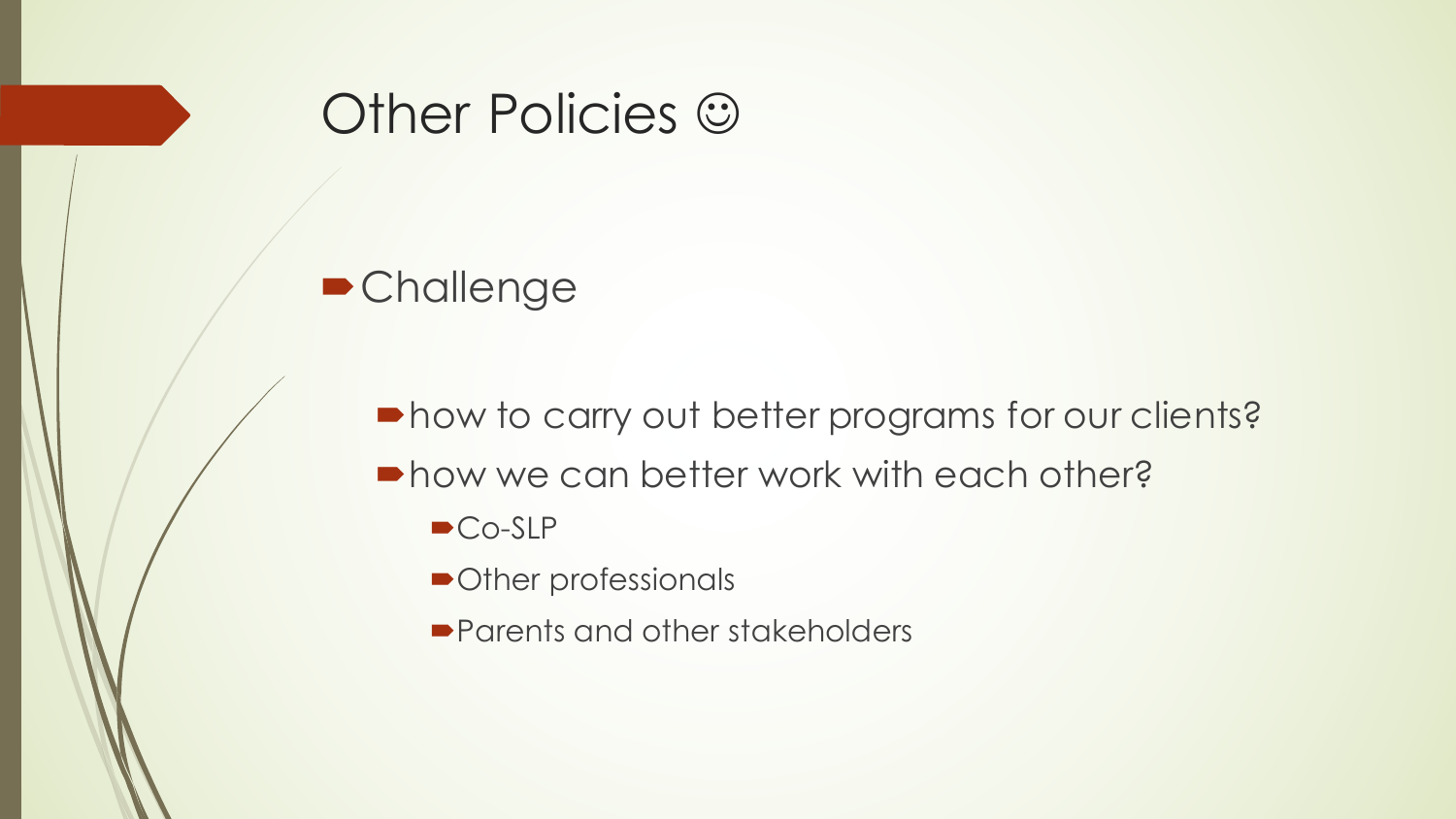# Other Policies ☺

- Challenge
  - how to carry out better programs for our clients?
  - how we can better work with each other?
    - Co-SLP
    - Other professionals
    - Parents and other stakeholders